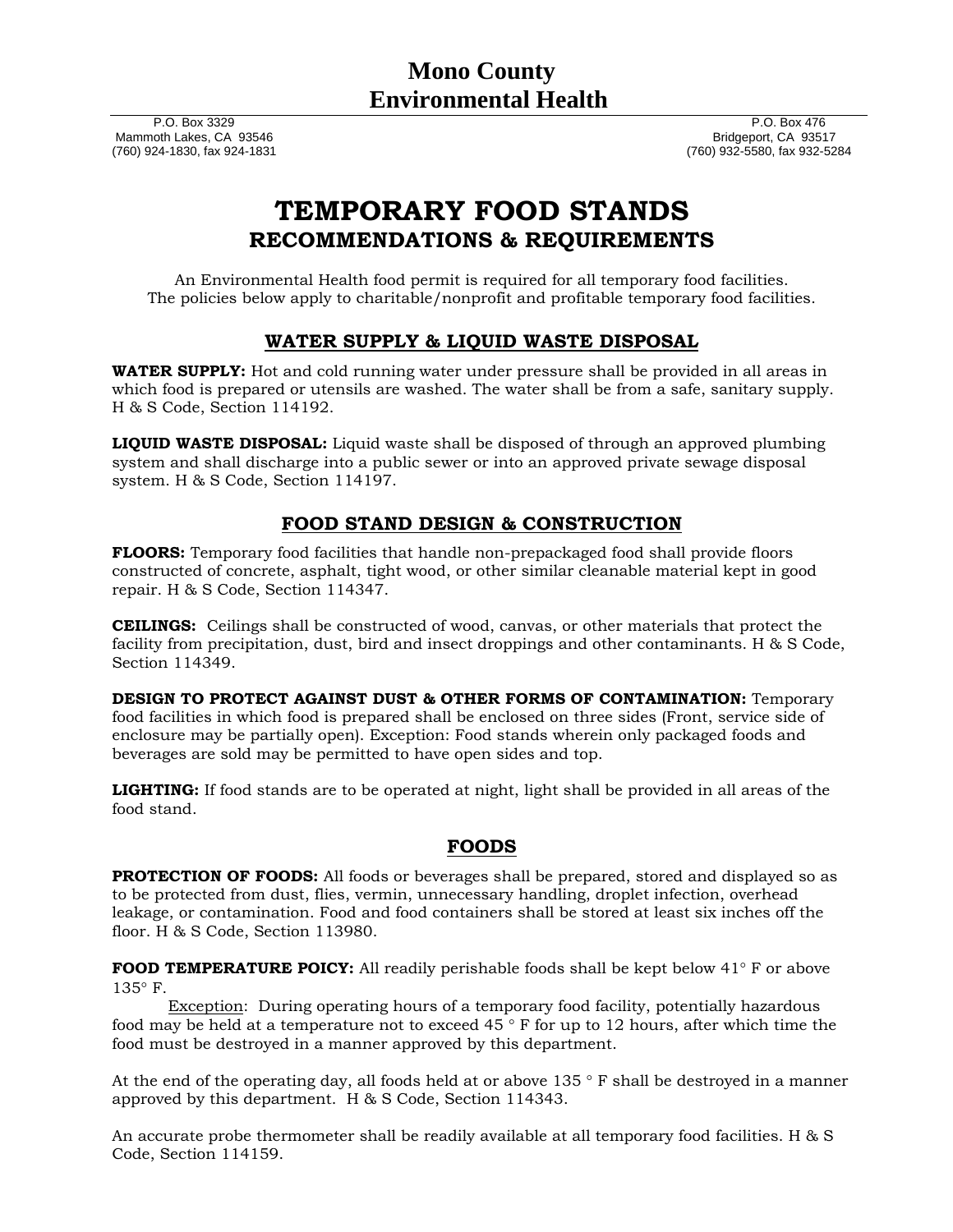# Mono County Environmental Health

P.O. Box 3329
Mammoth Lakes, CA 93546
(760) 924-1830, fax 924-1831

P.O. Box 476
Bridgeport, CA 93517
(760) 932-5580, fax 932-5284

# TEMPORARY FOOD STANDS
## RECOMMENDATIONS & REQUIREMENTS

An Environmental Health food permit is required for all temporary food facilities.
The policies below apply to charitable/nonprofit and profitable temporary food facilities.

## WATER SUPPLY & LIQUID WASTE DISPOSAL

**WATER SUPPLY:** Hot and cold running water under pressure shall be provided in all areas in which food is prepared or utensils are washed. The water shall be from a safe, sanitary supply. H & S Code, Section 114192.

**LIQUID WASTE DISPOSAL:** Liquid waste shall be disposed of through an approved plumbing system and shall discharge into a public sewer or into an approved private sewage disposal system. H & S Code, Section 114197.

## FOOD STAND DESIGN & CONSTRUCTION

**FLOORS:** Temporary food facilities that handle non-prepackaged food shall provide floors constructed of concrete, asphalt, tight wood, or other similar cleanable material kept in good repair. H & S Code, Section 114347.

**CEILINGS:** Ceilings shall be constructed of wood, canvas, or other materials that protect the facility from precipitation, dust, bird and insect droppings and other contaminants. H & S Code, Section 114349.

**DESIGN TO PROTECT AGAINST DUST & OTHER FORMS OF CONTAMINATION:** Temporary food facilities in which food is prepared shall be enclosed on three sides (Front, service side of enclosure may be partially open). Exception: Food stands wherein only packaged foods and beverages are sold may be permitted to have open sides and top.

**LIGHTING:** If food stands are to be operated at night, light shall be provided in all areas of the food stand.

## FOODS

**PROTECTION OF FOODS:** All foods or beverages shall be prepared, stored and displayed so as to be protected from dust, flies, vermin, unnecessary handling, droplet infection, overhead leakage, or contamination. Food and food containers shall be stored at least six inches off the floor. H & S Code, Section 113980.

**FOOD TEMPERATURE POICY:** All readily perishable foods shall be kept below 41° F or above 135° F.

Exception: During operating hours of a temporary food facility, potentially hazardous food may be held at a temperature not to exceed 45 ° F for up to 12 hours, after which time the food must be destroyed in a manner approved by this department.

At the end of the operating day, all foods held at or above 135 ° F shall be destroyed in a manner approved by this department. H & S Code, Section 114343.

An accurate probe thermometer shall be readily available at all temporary food facilities. H & S Code, Section 114159.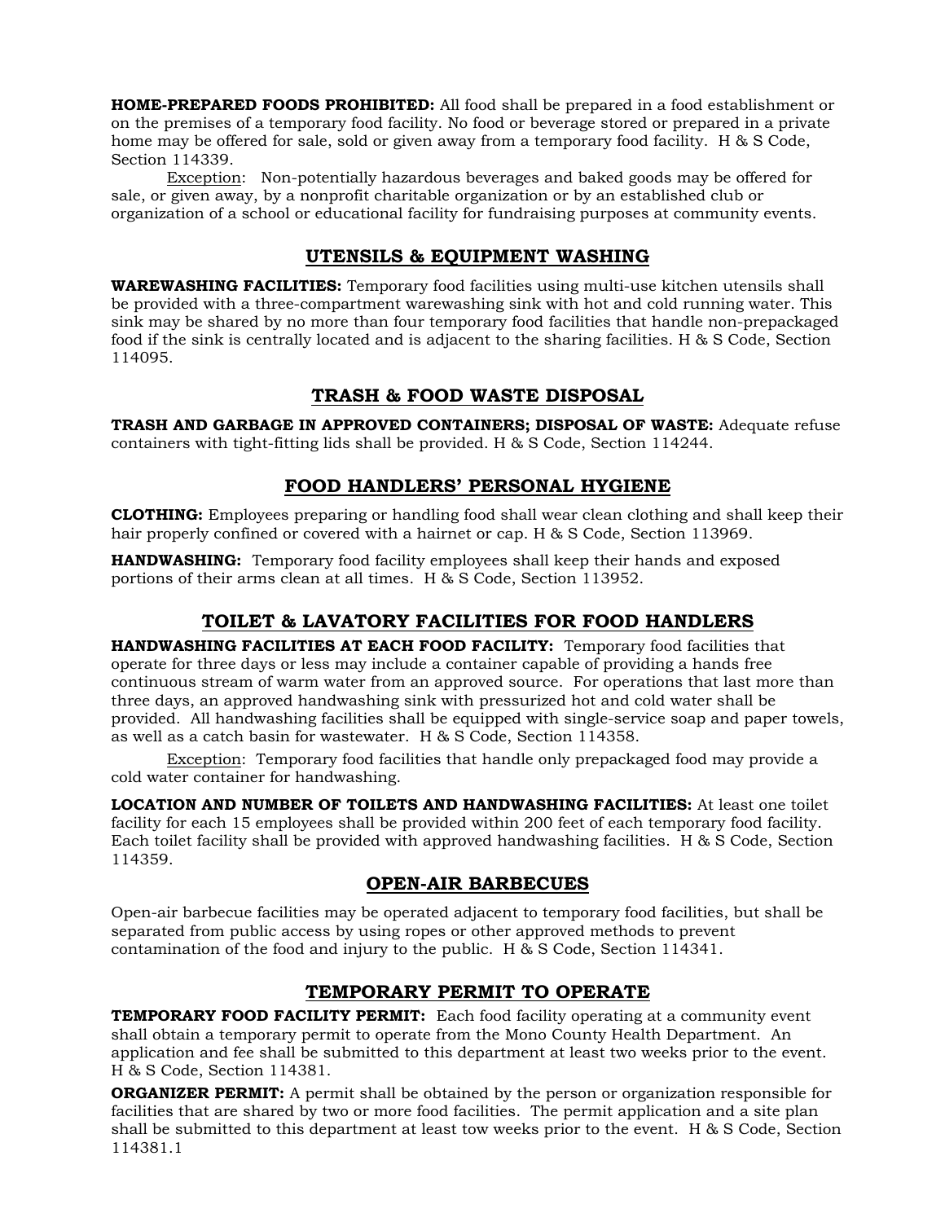**HOME-PREPARED FOODS PROHIBITED:** All food shall be prepared in a food establishment or on the premises of a temporary food facility. No food or beverage stored or prepared in a private home may be offered for sale, sold or given away from a temporary food facility. H & S Code, Section 114339.

Exception: Non-potentially hazardous beverages and baked goods may be offered for sale, or given away, by a nonprofit charitable organization or by an established club or organization of a school or educational facility for fundraising purposes at community events.

## UTENSILS & EQUIPMENT WASHING

**WAREWASHING FACILITIES:** Temporary food facilities using multi-use kitchen utensils shall be provided with a three-compartment warewashing sink with hot and cold running water. This sink may be shared by no more than four temporary food facilities that handle non-prepackaged food if the sink is centrally located and is adjacent to the sharing facilities. H & S Code, Section 114095.

## TRASH & FOOD WASTE DISPOSAL

**TRASH AND GARBAGE IN APPROVED CONTAINERS; DISPOSAL OF WASTE:** Adequate refuse containers with tight-fitting lids shall be provided. H & S Code, Section 114244.

## FOOD HANDLERS' PERSONAL HYGIENE

**CLOTHING:** Employees preparing or handling food shall wear clean clothing and shall keep their hair properly confined or covered with a hairnet or cap. H & S Code, Section 113969.

**HANDWASHING:** Temporary food facility employees shall keep their hands and exposed portions of their arms clean at all times. H & S Code, Section 113952.

## TOILET & LAVATORY FACILITIES FOR FOOD HANDLERS

**HANDWASHING FACILITIES AT EACH FOOD FACILITY:** Temporary food facilities that operate for three days or less may include a container capable of providing a hands free continuous stream of warm water from an approved source. For operations that last more than three days, an approved handwashing sink with pressurized hot and cold water shall be provided. All handwashing facilities shall be equipped with single-service soap and paper towels, as well as a catch basin for wastewater. H & S Code, Section 114358.

Exception: Temporary food facilities that handle only prepackaged food may provide a cold water container for handwashing.

**LOCATION AND NUMBER OF TOILETS AND HANDWASHING FACILITIES:** At least one toilet facility for each 15 employees shall be provided within 200 feet of each temporary food facility. Each toilet facility shall be provided with approved handwashing facilities. H & S Code, Section 114359.

## OPEN-AIR BARBECUES

Open-air barbecue facilities may be operated adjacent to temporary food facilities, but shall be separated from public access by using ropes or other approved methods to prevent contamination of the food and injury to the public. H & S Code, Section 114341.

## TEMPORARY PERMIT TO OPERATE

**TEMPORARY FOOD FACILITY PERMIT:** Each food facility operating at a community event shall obtain a temporary permit to operate from the Mono County Health Department. An application and fee shall be submitted to this department at least two weeks prior to the event. H & S Code, Section 114381.

**ORGANIZER PERMIT:** A permit shall be obtained by the person or organization responsible for facilities that are shared by two or more food facilities. The permit application and a site plan shall be submitted to this department at least tow weeks prior to the event. H & S Code, Section 114381.1